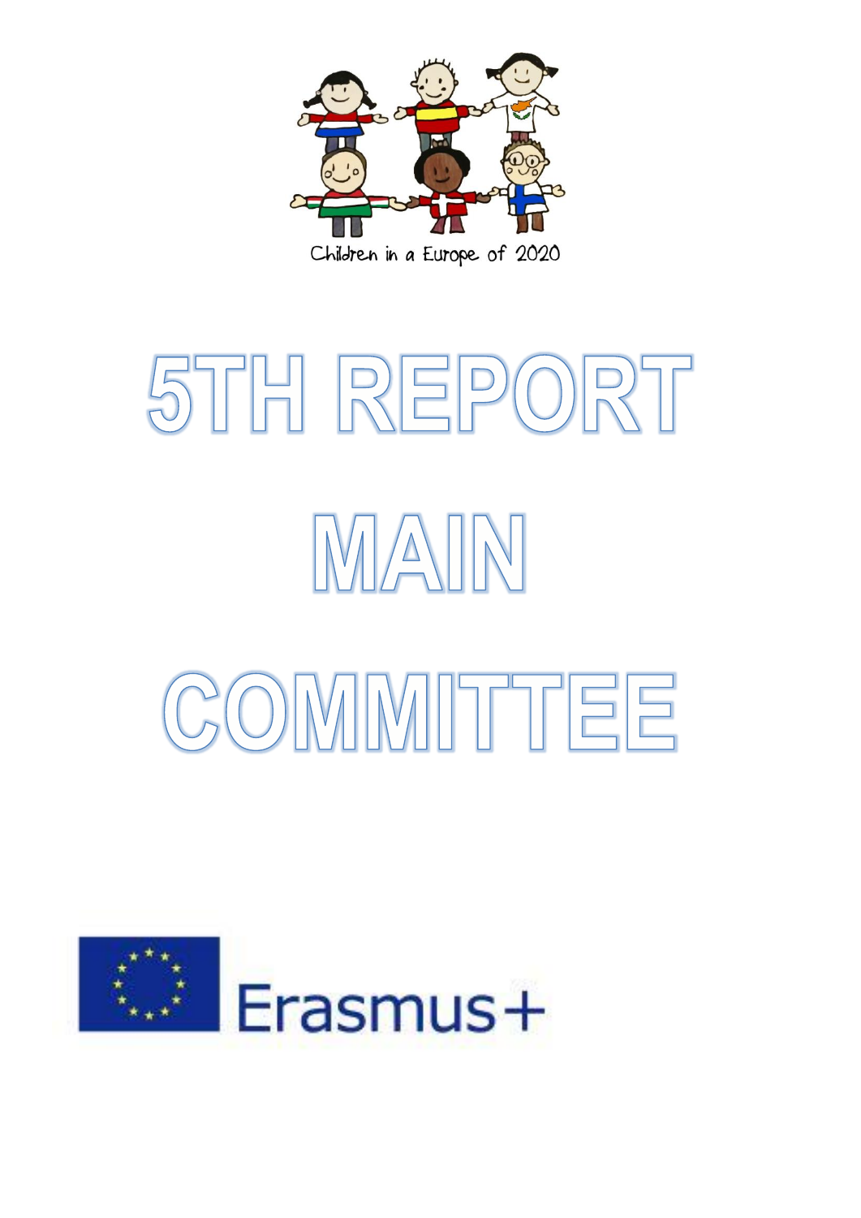Children in a Europe of 2020

# 5TH REPORT MAIN COMMITTEE

Erasmus+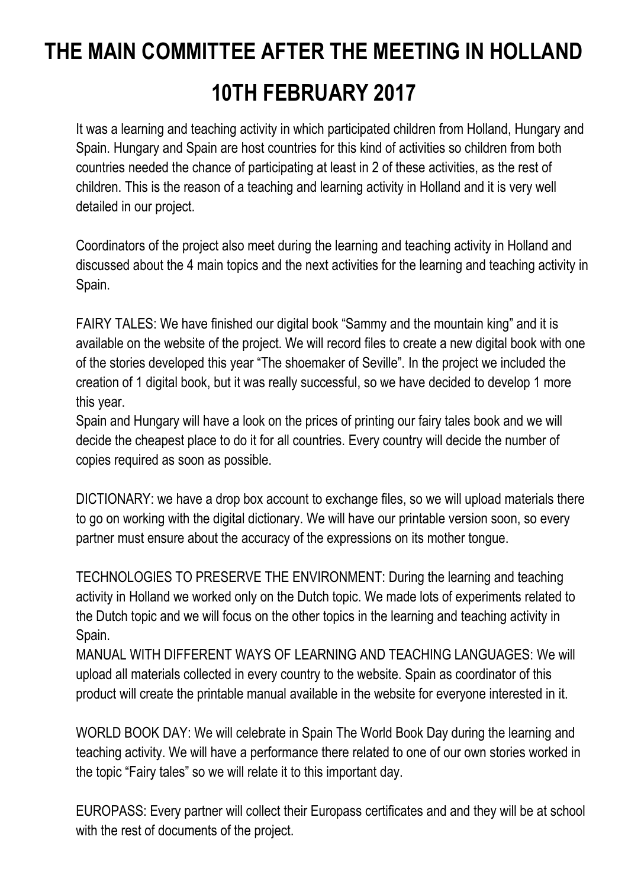# THE MAIN COMMITTEE AFTER THE MEETING IN HOLLAND

# 10TH FEBRUARY 2017

It was a learning and teaching activity in which participated children from Holland, Hungary and Spain. Hungary and Spain are host countries for this kind of activities so children from both countries needed the chance of participating at least in 2 of these activities, as the rest of children. This is the reason of a teaching and learning activity in Holland and it is very well detailed in our project.

Coordinators of the project also meet during the learning and teaching activity in Holland and discussed about the 4 main topics and the next activities for the learning and teaching activity in Spain.

FAIRY TALES: We have finished our digital book "Sammy and the mountain king" and it is available on the website of the project. We will record files to create a new digital book with one of the stories developed this year "The shoemaker of Seville". In the project we included the creation of 1 digital book, but it was really successful, so we have decided to develop 1 more this year.
Spain and Hungary will have a look on the prices of printing our fairy tales book and we will decide the cheapest place to do it for all countries. Every country will decide the number of copies required as soon as possible.

DICTIONARY: we have a drop box account to exchange files, so we will upload materials there to go on working with the digital dictionary. We will have our printable version soon, so every partner must ensure about the accuracy of the expressions on its mother tongue.

TECHNOLOGIES TO PRESERVE THE ENVIRONMENT: During the learning and teaching activity in Holland we worked only on the Dutch topic. We made lots of experiments related to the Dutch topic and we will focus on the other topics in the learning and teaching activity in Spain.
MANUAL WITH DIFFERENT WAYS OF LEARNING AND TEACHING LANGUAGES: We will upload all materials collected in every country to the website. Spain as coordinator of this product will create the printable manual available in the website for everyone interested in it.

WORLD BOOK DAY: We will celebrate in Spain The World Book Day during the learning and teaching activity. We will have a performance there related to one of our own stories worked in the topic "Fairy tales" so we will relate it to this important day.

EUROPASS: Every partner will collect their Europass certificates and and they will be at school with the rest of documents of the project.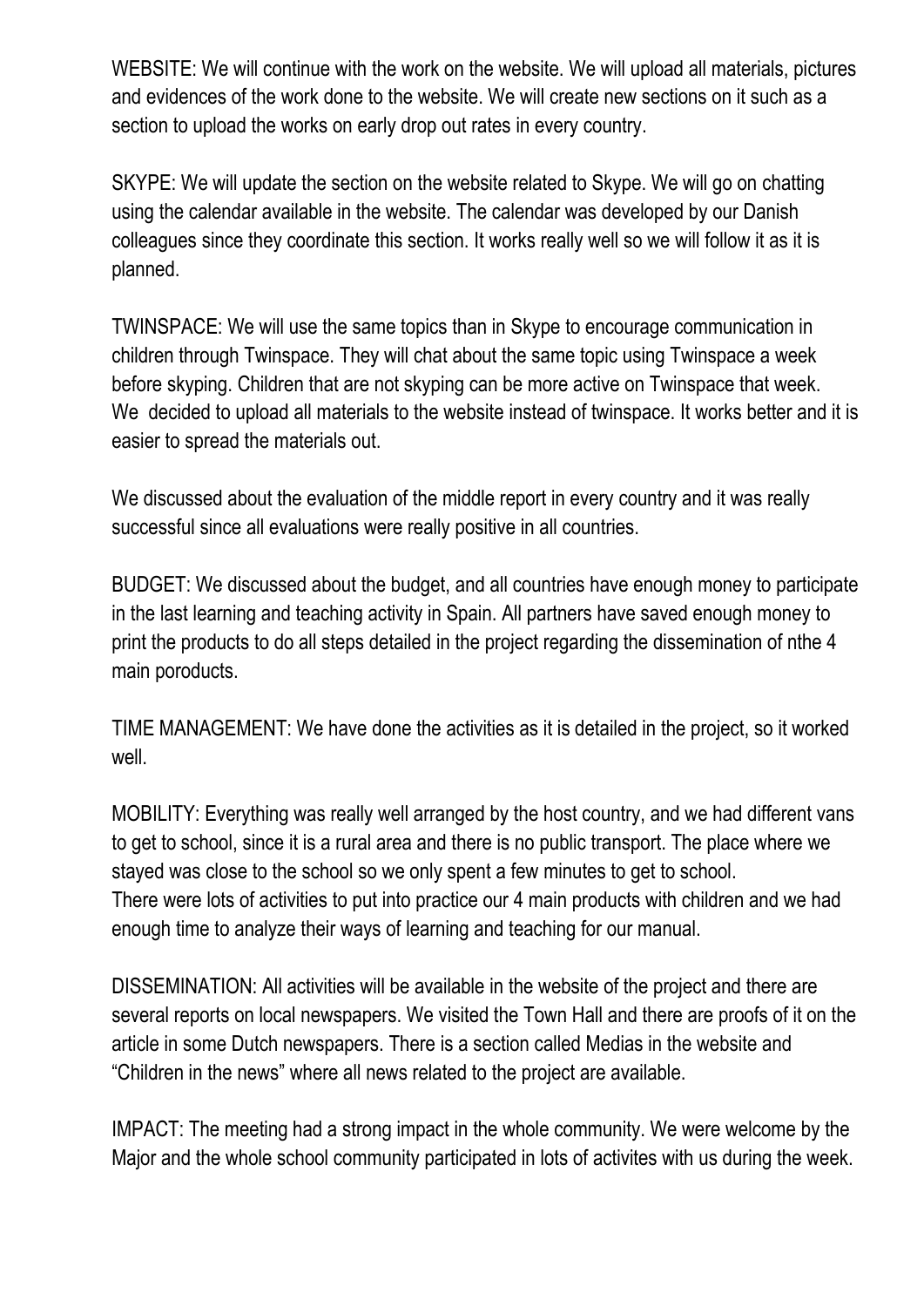WEBSITE: We will continue with the work on the website. We will upload all materials, pictures and evidences of the work done to the website. We will create new sections on it such as a section to upload the works on early drop out rates in every country.

SKYPE: We will update the section on the website related to Skype. We will go on chatting using the calendar available in the website. The calendar was developed by our Danish colleagues since they coordinate this section. It works really well so we will follow it as it is planned.

TWINSPACE: We will use the same topics than in Skype to encourage communication in children through Twinspace. They will chat about the same topic using Twinspace a week before skyping. Children that are not skyping can be more active on Twinspace that week.
We decided to upload all materials to the website instead of twinspace. It works better and it is easier to spread the materials out.

We discussed about the evaluation of the middle report in every country and it was really successful since all evaluations were really positive in all countries.

BUDGET: We discussed about the budget, and all countries have enough money to participate in the last learning and teaching activity in Spain. All partners have saved enough money to print the products to do all steps detailed in the project regarding the dissemination of nthe 4 main poroducts.

TIME MANAGEMENT: We have done the activities as it is detailed in the project, so it worked well.

MOBILITY: Everything was really well arranged by the host country, and we had different vans to get to school, since it is a rural area and there is no public transport. The place where we stayed was close to the school so we only spent a few minutes to get to school.
There were lots of activities to put into practice our 4 main products with children and we had enough time to analyze their ways of learning and teaching for our manual.

DISSEMINATION: All activities will be available in the website of the project and there are several reports on local newspapers. We visited the Town Hall and there are proofs of it on the article in some Dutch newspapers. There is a section called Medias in the website and "Children in the news" where all news related to the project are available.

IMPACT: The meeting had a strong impact in the whole community. We were welcome by the Major and the whole school community participated in lots of activites with us during the week.